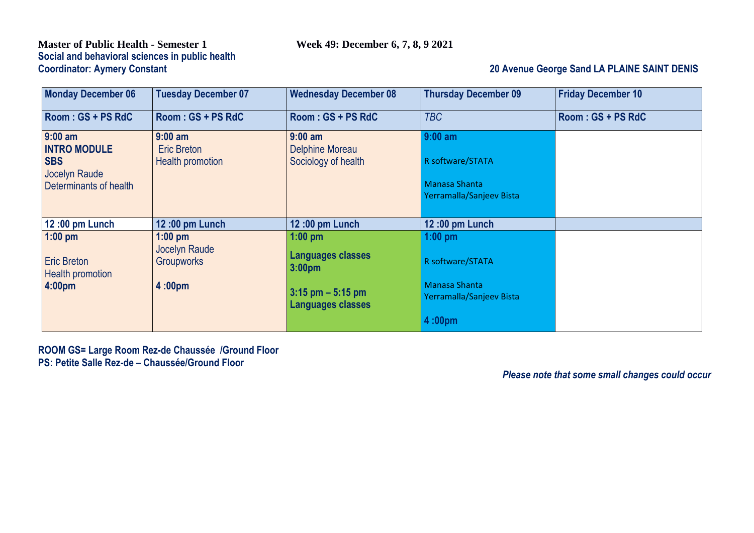**Master of Public Health - Semester 1** **Week 49: December 6, 7, 8, 9 2021**

**Social and behavioral sciences in public health**

**Coordinator: Aymery Constant**

**20 Avenue George Sand LA PLAINE SAINT DENIS**

| Monday December 06 | Tuesday December 07 | Wednesday December 08 | Thursday December 09 | Friday December 10 |
|---|---|---|---|---|
| Room : GS + PS RdC | Room : GS + PS RdC | Room : GS + PS RdC | *TBC* | Room : GS + PS RdC |
| **9:00 am**<br>**INTRO MODULE**<br>**SBS**<br>Jocelyn Raude<br>Determinants of health | **9:00 am**<br>Eric Breton<br>Health promotion | **9:00 am**<br>Delphine Moreau<br>Sociology of health | **9:00 am**<br>R software/STATA<br>Manasa Shanta Yerramalla/Sanjeev Bista | |
| **12 :00 pm Lunch** | **12 :00 pm Lunch** | **12 :00 pm Lunch** | **12 :00 pm Lunch** | |
| **1:00 pm**<br>Eric Breton<br>Health promotion<br>**4:00pm** | **1:00 pm**<br>Jocelyn Raude<br>Groupworks<br>**4 :00pm** | **1:00 pm**<br>**Languages classes**<br>**3:00pm**<br>**3:15 pm – 5:15 pm**<br>**Languages classes** | **1:00 pm**<br>R software/STATA<br>Manasa Shanta Yerramalla/Sanjeev Bista<br>**4 :00pm** | |

**ROOM GS= Large Room Rez-de Chaussée /Ground Floor**
**PS: Petite Salle Rez-de – Chaussée/Ground Floor**

***Please note that some small changes could occur***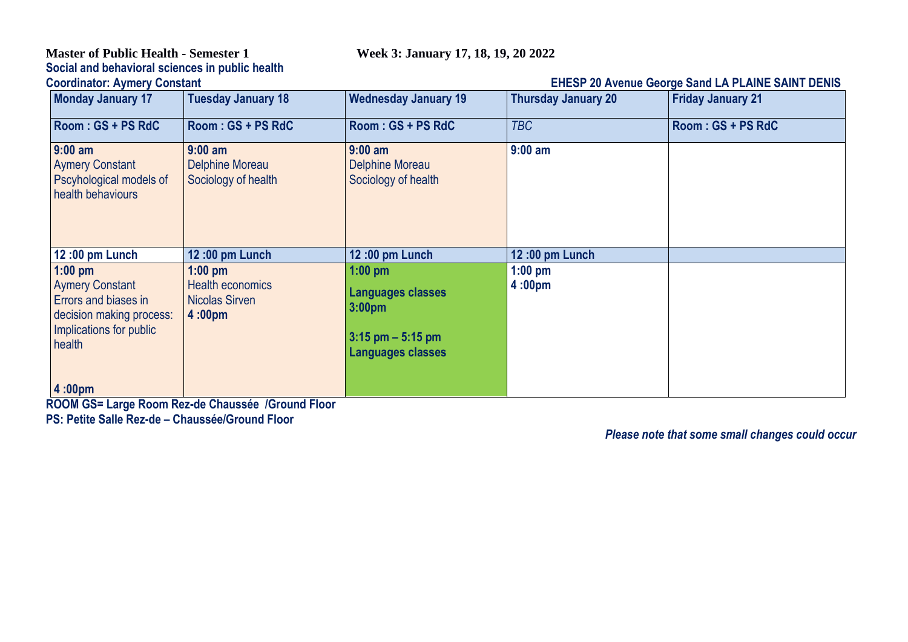**Master of Public Health - Semester 1** **Week 3: January 17, 18, 19, 20 2022**

**Social and behavioral sciences in public health**

**Coordinator: Aymery Constant** **EHESP 20 Avenue George Sand LA PLAINE SAINT DENIS**

| Monday January 17 | Tuesday January 18 | Wednesday January 19 | Thursday January 20 | Friday January 21 |
|---|---|---|---|---|
| **Room : GS + PS RdC** | **Room : GS + PS RdC** | **Room : GS + PS RdC** | *TBC* | **Room : GS + PS RdC** |
| **9:00 am**<br>Aymery Constant<br>Pscyhological models of health behaviours | **9:00 am**<br>Delphine Moreau<br>Sociology of health | **9:00 am**<br>Delphine Moreau<br>Sociology of health | **9:00 am** | |
| **12 :00 pm Lunch** | **12 :00 pm Lunch** | **12 :00 pm Lunch** | **12 :00 pm Lunch** | |
| **1:00 pm**<br>Aymery Constant<br>Errors and biases in decision making process: Implications for public health<br>**4 :00pm** | **1:00 pm**<br>Health economics<br>Nicolas Sirven<br>**4 :00pm** | **1:00 pm**<br>**Languages classes**<br>**3:00pm**<br>**3:15 pm – 5:15 pm**<br>**Languages classes** | **1:00 pm**<br>**4 :00pm** | |

**ROOM GS= Large Room Rez-de Chaussée /Ground Floor**

**PS: Petite Salle Rez-de – Chaussée/Ground Floor**

***Please note that some small changes could occur***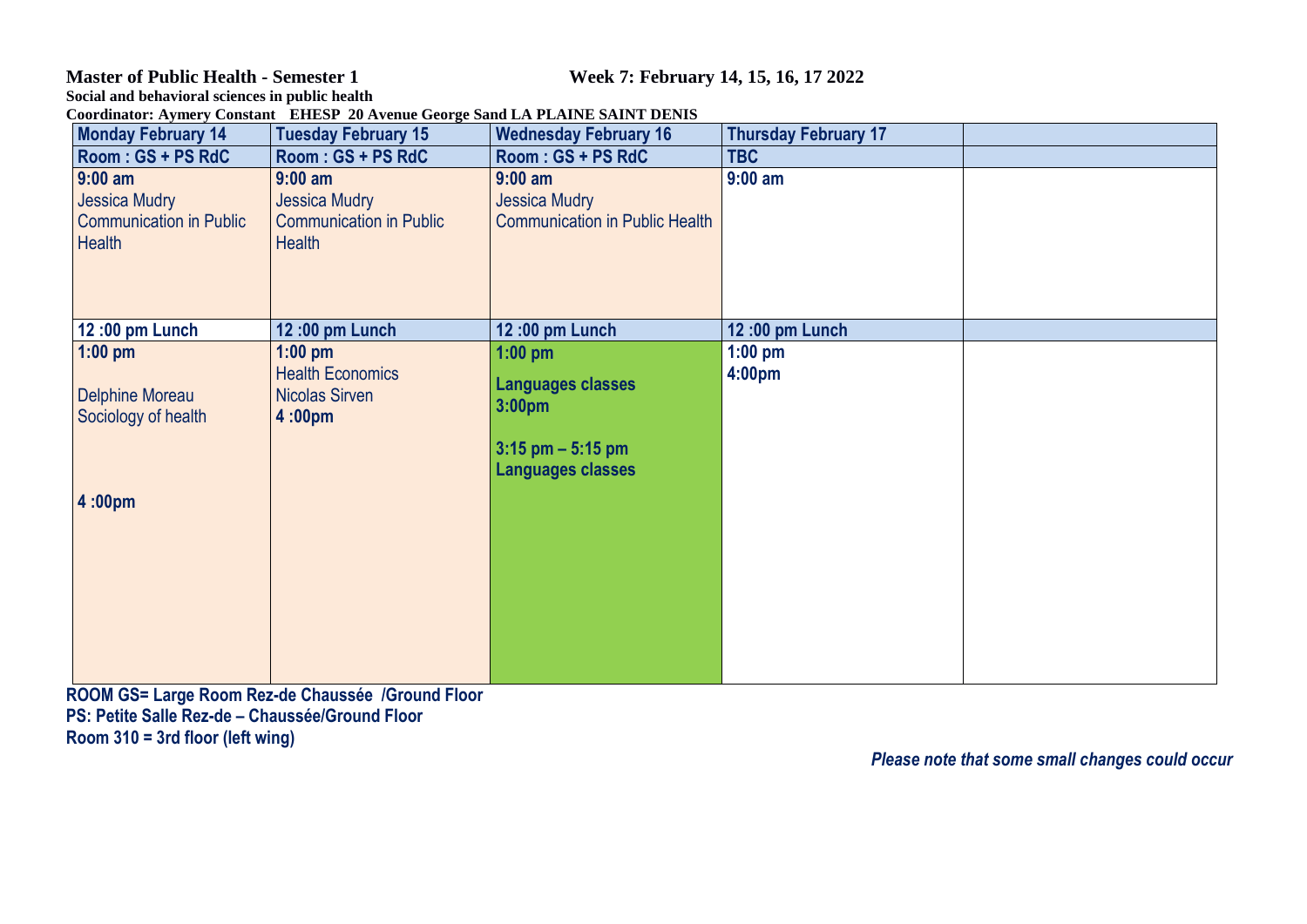**Master of Public Health - Semester 1** **Week 7: February 14, 15, 16, 17 2022**

**Social and behavioral sciences in public health**

**Coordinator: Aymery Constant EHESP 20 Avenue George Sand LA PLAINE SAINT DENIS**

| Monday February 14 | Tuesday February 15 | Wednesday February 16 | Thursday February 17 | |
|---|---|---|---|---|
| Room : GS + PS RdC | Room : GS + PS RdC | Room : GS + PS RdC | TBC | |
| **9:00 am**<br>Jessica Mudry<br>Communication in Public Health | **9:00 am**<br>Jessica Mudry<br>Communication in Public Health | **9:00 am**<br>Jessica Mudry<br>Communication in Public Health | **9:00 am** | |
| **12 :00 pm Lunch** | **12 :00 pm Lunch** | **12 :00 pm Lunch** | **12 :00 pm Lunch** | |
| **1:00 pm**<br>Delphine Moreau<br>Sociology of health<br>**4 :00pm** | **1:00 pm**<br>Health Economics<br>Nicolas Sirven<br>**4 :00pm** | **1:00 pm**<br>**Languages classes**<br>**3:00pm**<br>**3:15 pm – 5:15 pm**<br>**Languages classes** | **1:00 pm**<br>**4:00pm** | |

**ROOM GS= Large Room Rez-de Chaussée /Ground Floor**
**PS: Petite Salle Rez-de – Chaussée/Ground Floor**
**Room 310 = 3rd floor (left wing)**

***Please note that some small changes could occur***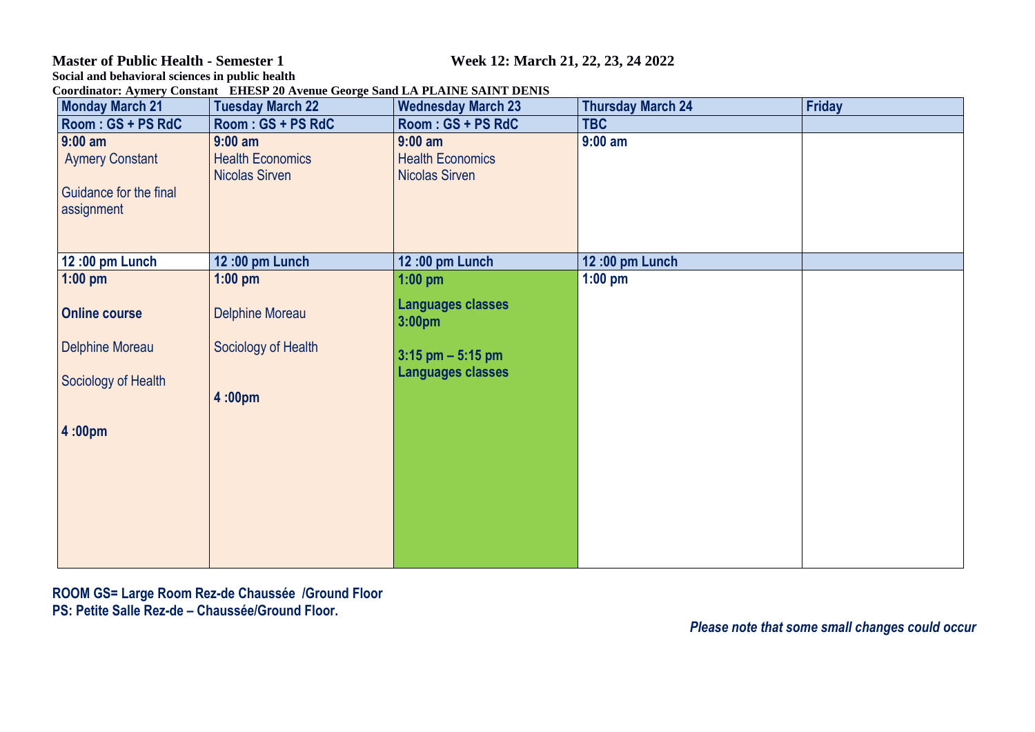**Master of Public Health - Semester 1** **Week 12: March 21, 22, 23, 24 2022**

**Social and behavioral sciences in public health**

**Coordinator: Aymery Constant EHESP 20 Avenue George Sand LA PLAINE SAINT DENIS**

| Monday March 21 | Tuesday March 22 | Wednesday March 23 | Thursday March 24 | Friday |
|---|---|---|---|---|
| Room : GS + PS RdC | Room : GS + PS RdC | Room : GS + PS RdC | TBC | |
| **9:00 am** Aymery Constant Guidance for the final assignment | **9:00 am** Health Economics Nicolas Sirven | **9:00 am** Health Economics Nicolas Sirven | **9:00 am** | |
| 12 :00 pm Lunch | 12 :00 pm Lunch | 12 :00 pm Lunch | 12 :00 pm Lunch | |
| **1:00 pm** **Online course** Delphine Moreau Sociology of Health **4 :00pm** | **1:00 pm** Delphine Moreau Sociology of Health **4 :00pm** | **1:00 pm** **Languages classes 3:00pm** **3:15 pm – 5:15 pm Languages classes** | **1:00 pm** | |

**ROOM GS= Large Room Rez-de Chaussée /Ground Floor**
**PS: Petite Salle Rez-de – Chaussée/Ground Floor.**

***Please note that some small changes could occur***